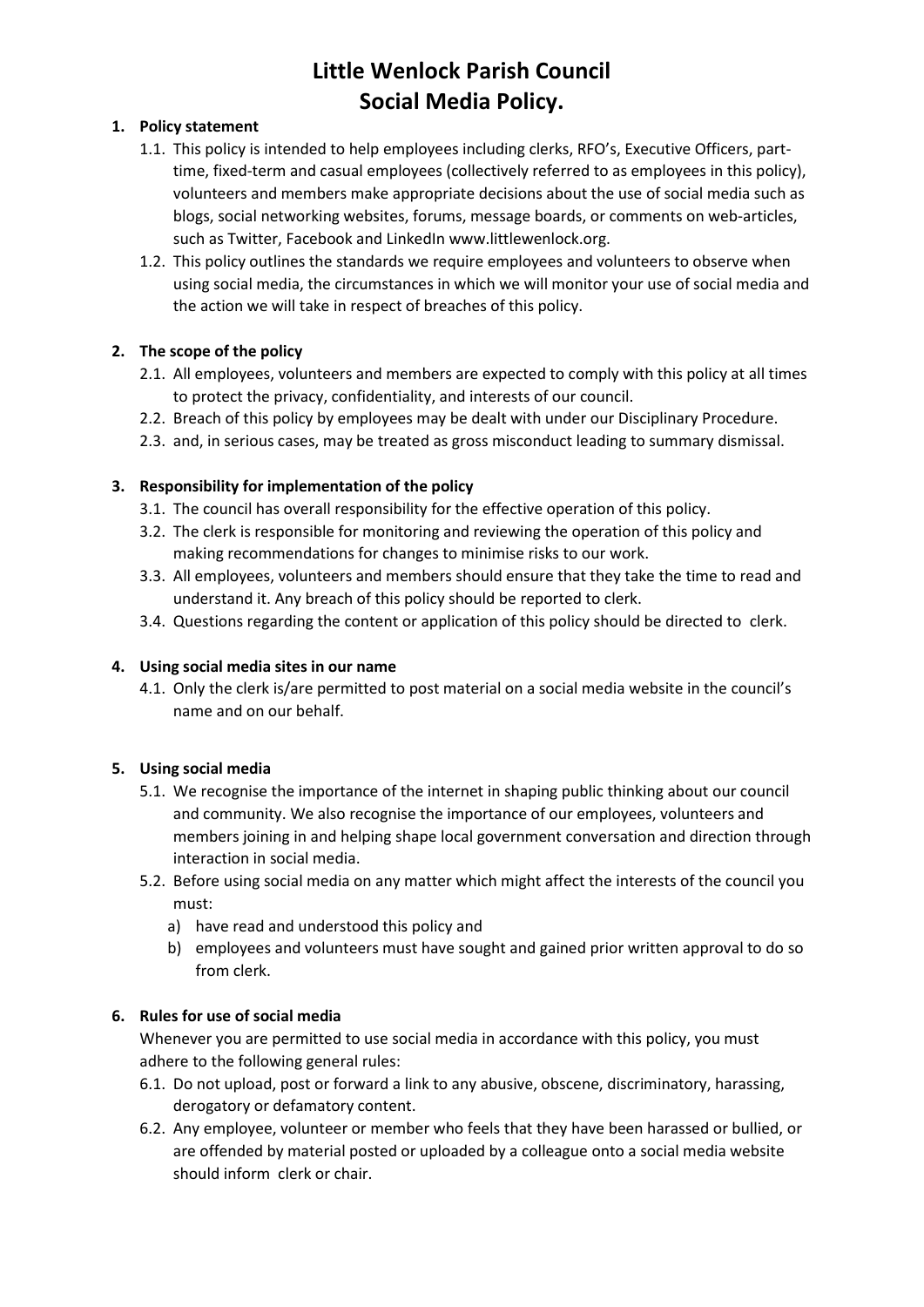# Little Wenlock Parish Council
# Social Media Policy.

1. **Policy statement**
   1.1. This policy is intended to help employees including clerks, RFO's, Executive Officers, part-time, fixed-term and casual employees (collectively referred to as employees in this policy), volunteers and members make appropriate decisions about the use of social media such as blogs, social networking websites, forums, message boards, or comments on web-articles, such as Twitter, Facebook and LinkedIn www.littlewenlock.org.
   1.2. This policy outlines the standards we require employees and volunteers to observe when using social media, the circumstances in which we will monitor your use of social media and the action we will take in respect of breaches of this policy.

2. **The scope of the policy**
   2.1. All employees, volunteers and members are expected to comply with this policy at all times to protect the privacy, confidentiality, and interests of our council.
   2.2. Breach of this policy by employees may be dealt with under our Disciplinary Procedure.
   2.3. and, in serious cases, may be treated as gross misconduct leading to summary dismissal.

3. **Responsibility for implementation of the policy**
   3.1. The council has overall responsibility for the effective operation of this policy.
   3.2. The clerk is responsible for monitoring and reviewing the operation of this policy and making recommendations for changes to minimise risks to our work.
   3.3. All employees, volunteers and members should ensure that they take the time to read and understand it. Any breach of this policy should be reported to clerk.
   3.4. Questions regarding the content or application of this policy should be directed to clerk.

4. **Using social media sites in our name**
   4.1. Only the clerk is/are permitted to post material on a social media website in the council's name and on our behalf.

5. **Using social media**
   5.1. We recognise the importance of the internet in shaping public thinking about our council and community. We also recognise the importance of our employees, volunteers and members joining in and helping shape local government conversation and direction through interaction in social media.
   5.2. Before using social media on any matter which might affect the interests of the council you must:
      a) have read and understood this policy and
      b) employees and volunteers must have sought and gained prior written approval to do so from clerk.

6. **Rules for use of social media**

   Whenever you are permitted to use social media in accordance with this policy, you must adhere to the following general rules:
   6.1. Do not upload, post or forward a link to any abusive, obscene, discriminatory, harassing, derogatory or defamatory content.
   6.2. Any employee, volunteer or member who feels that they have been harassed or bullied, or are offended by material posted or uploaded by a colleague onto a social media website should inform clerk or chair.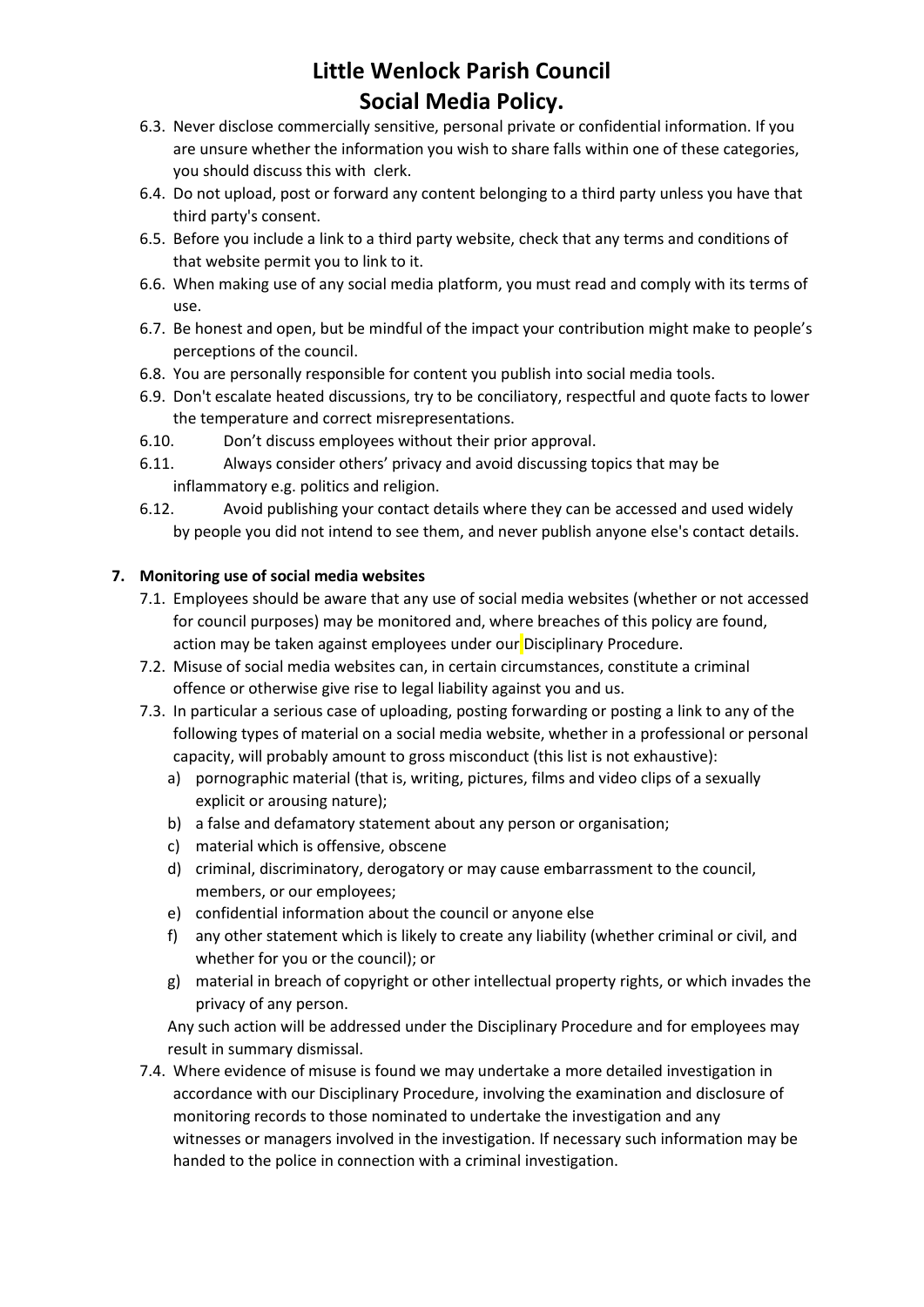6.3. Never disclose commercially sensitive, personal private or confidential information. If you are unsure whether the information you wish to share falls within one of these categories, you should discuss this with clerk.

6.4. Do not upload, post or forward any content belonging to a third party unless you have that third party's consent.

6.5. Before you include a link to a third party website, check that any terms and conditions of that website permit you to link to it.

6.6. When making use of any social media platform, you must read and comply with its terms of use.

6.7. Be honest and open, but be mindful of the impact your contribution might make to people's perceptions of the council.

6.8. You are personally responsible for content you publish into social media tools.

6.9. Don't escalate heated discussions, try to be conciliatory, respectful and quote facts to lower the temperature and correct misrepresentations.

6.10. Don't discuss employees without their prior approval.

6.11. Always consider others' privacy and avoid discussing topics that may be inflammatory e.g. politics and religion.

6.12. Avoid publishing your contact details where they can be accessed and used widely by people you did not intend to see them, and never publish anyone else's contact details.

**7. Monitoring use of social media websites**

7.1. Employees should be aware that any use of social media websites (whether or not accessed for council purposes) may be monitored and, where breaches of this policy are found, action may be taken against employees under our Disciplinary Procedure.

7.2. Misuse of social media websites can, in certain circumstances, constitute a criminal offence or otherwise give rise to legal liability against you and us.

7.3. In particular a serious case of uploading, posting forwarding or posting a link to any of the following types of material on a social media website, whether in a professional or personal capacity, will probably amount to gross misconduct (this list is not exhaustive):

a) pornographic material (that is, writing, pictures, films and video clips of a sexually explicit or arousing nature);
b) a false and defamatory statement about any person or organisation;
c) material which is offensive, obscene
d) criminal, discriminatory, derogatory or may cause embarrassment to the council, members, or our employees;
e) confidential information about the council or anyone else
f) any other statement which is likely to create any liability (whether criminal or civil, and whether for you or the council); or
g) material in breach of copyright or other intellectual property rights, or which invades the privacy of any person.

Any such action will be addressed under the Disciplinary Procedure and for employees may result in summary dismissal.

7.4. Where evidence of misuse is found we may undertake a more detailed investigation in accordance with our Disciplinary Procedure, involving the examination and disclosure of monitoring records to those nominated to undertake the investigation and any witnesses or managers involved in the investigation. If necessary such information may be handed to the police in connection with a criminal investigation.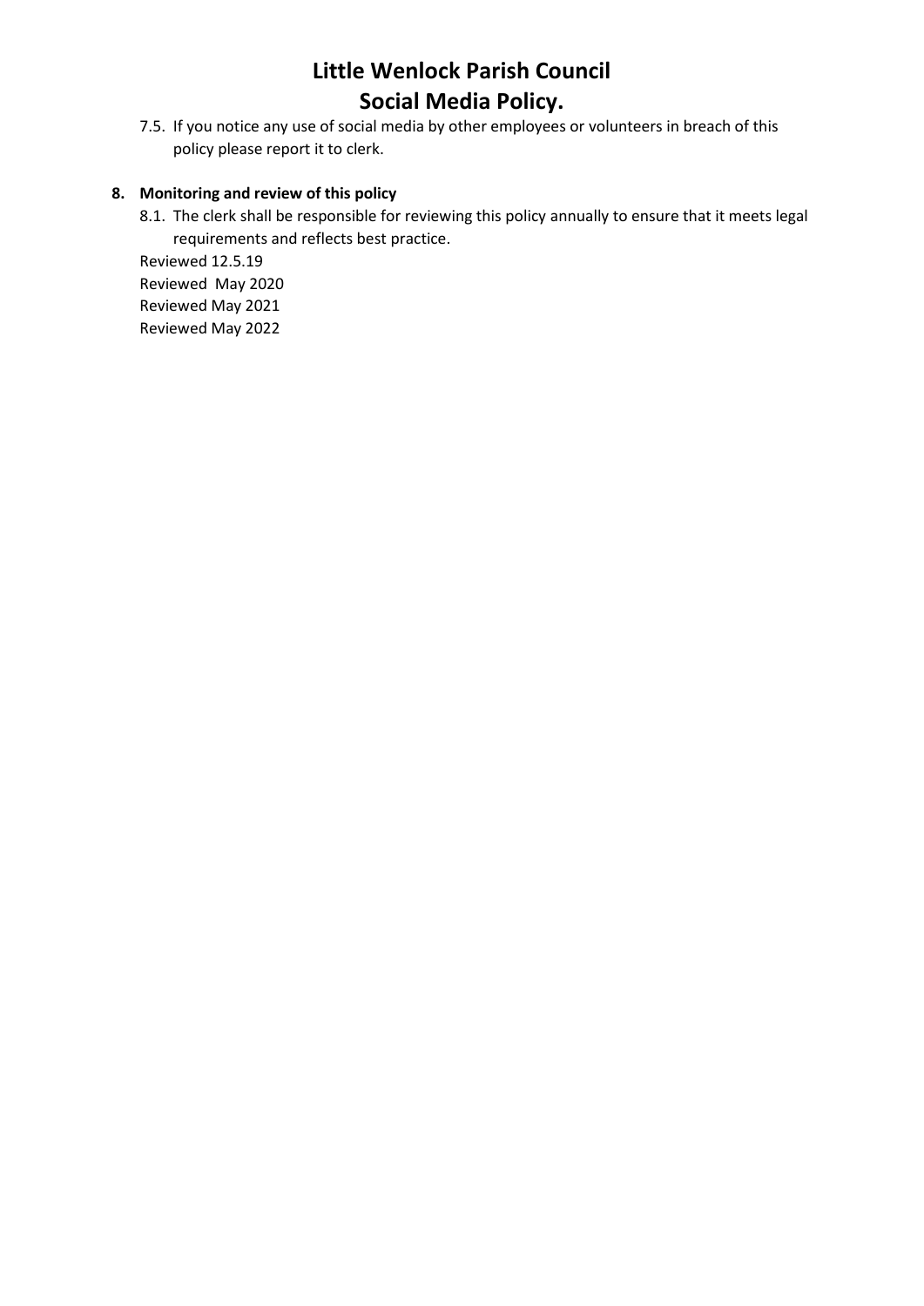7.5. If you notice any use of social media by other employees or volunteers in breach of this policy please report it to clerk.

**8. Monitoring and review of this policy**

8.1. The clerk shall be responsible for reviewing this policy annually to ensure that it meets legal requirements and reflects best practice.

Reviewed 12.5.19

Reviewed May 2020

Reviewed May 2021

Reviewed May 2022